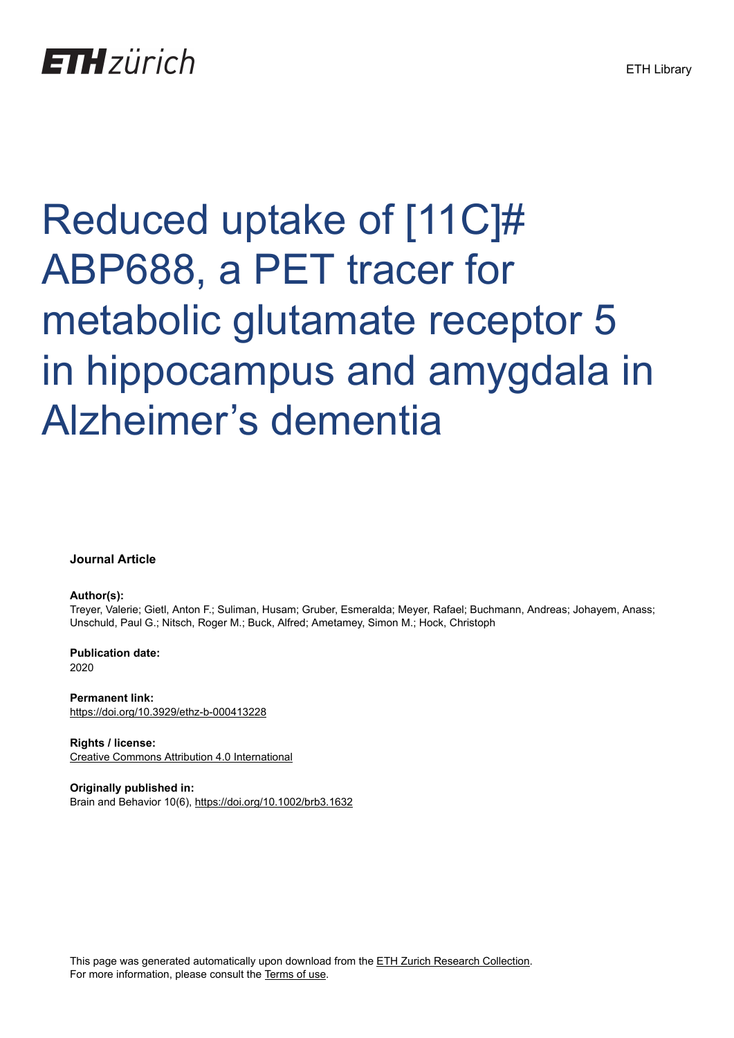ETH zürich

ETH Library

# Reduced uptake of [11C]# ABP688, a PET tracer for metabolic glutamate receptor 5 in hippocampus and amygdala in Alzheimer's dementia

**Journal Article**

**Author(s):**
Treyer, Valerie; Gietl, Anton F.; Suliman, Husam; Gruber, Esmeralda; Meyer, Rafael; Buchmann, Andreas; Johayem, Anass; Unschuld, Paul G.; Nitsch, Roger M.; Buck, Alfred; Ametamey, Simon M.; Hock, Christoph

**Publication date:**
2020

**Permanent link:**
https://doi.org/10.3929/ethz-b-000413228

**Rights / license:**
Creative Commons Attribution 4.0 International

**Originally published in:**
Brain and Behavior 10(6), https://doi.org/10.1002/brb3.1632

This page was generated automatically upon download from the ETH Zurich Research Collection.
For more information, please consult the Terms of use.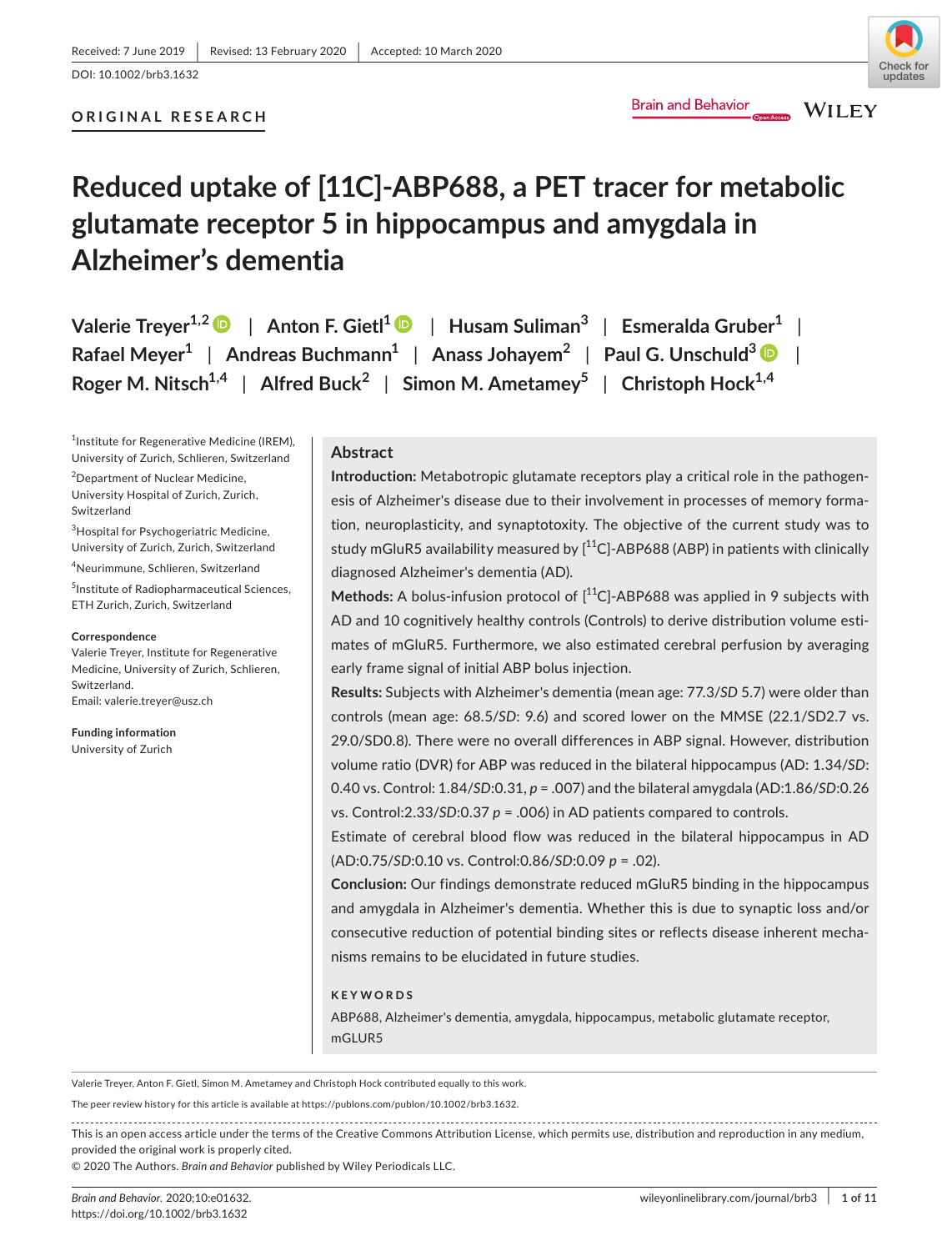Received: 7 June 2019 | Revised: 13 February 2020 | Accepted: 10 March 2020

DOI: 10.1002/brb3.1632

ORIGINAL RESEARCH

# Reduced uptake of [11C]-ABP688, a PET tracer for metabolic glutamate receptor 5 in hippocampus and amygdala in Alzheimer's dementia

Valerie Treyer[1,2] | Anton F. Gietl[1] | Husam Suliman[3] | Esmeralda Gruber[1] | Rafael Meyer[1] | Andreas Buchmann[1] | Anass Johayem[2] | Paul G. Unschuld[3] | Roger M. Nitsch[1,4] | Alfred Buck[2] | Simon M. Ametamey[5] | Christoph Hock[1,4]

[1]Institute for Regenerative Medicine (IREM), University of Zurich, Schlieren, Switzerland

[2]Department of Nuclear Medicine, University Hospital of Zurich, Zurich, Switzerland

[3]Hospital for Psychogeriatric Medicine, University of Zurich, Zurich, Switzerland

[4]Neurimmune, Schlieren, Switzerland

[5]Institute of Radiopharmaceutical Sciences, ETH Zurich, Zurich, Switzerland

**Correspondence**
Valerie Treyer, Institute for Regenerative Medicine, University of Zurich, Schlieren, Switzerland.
Email: valerie.treyer@usz.ch

**Funding information**
University of Zurich

## Abstract

**Introduction:** Metabotropic glutamate receptors play a critical role in the pathogenesis of Alzheimer's disease due to their involvement in processes of memory formation, neuroplasticity, and synaptotoxity. The objective of the current study was to study mGluR5 availability measured by [$^{11}$C]-ABP688 (ABP) in patients with clinically diagnosed Alzheimer's dementia (AD).

**Methods:** A bolus-infusion protocol of [$^{11}$C]-ABP688 was applied in 9 subjects with AD and 10 cognitively healthy controls (Controls) to derive distribution volume estimates of mGluR5. Furthermore, we also estimated cerebral perfusion by averaging early frame signal of initial ABP bolus injection.

**Results:** Subjects with Alzheimer's dementia (mean age: 77.3/*SD* 5.7) were older than controls (mean age: 68.5/*SD*: 9.6) and scored lower on the MMSE (22.1/SD2.7 vs. 29.0/SD0.8). There were no overall differences in ABP signal. However, distribution volume ratio (DVR) for ABP was reduced in the bilateral hippocampus (AD: 1.34/*SD*: 0.40 vs. Control: 1.84/*SD*:0.31, $p = .007$) and the bilateral amygdala (AD:1.86/*SD*:0.26 vs. Control:2.33/*SD*:0.37 $p = .006$) in AD patients compared to controls.

Estimate of cerebral blood flow was reduced in the bilateral hippocampus in AD (AD:0.75/*SD*:0.10 vs. Control:0.86/*SD*:0.09 $p = .02$).

**Conclusion:** Our findings demonstrate reduced mGluR5 binding in the hippocampus and amygdala in Alzheimer's dementia. Whether this is due to synaptic loss and/or consecutive reduction of potential binding sites or reflects disease inherent mechanisms remains to be elucidated in future studies.

**KEYWORDS**

ABP688, Alzheimer's dementia, amygdala, hippocampus, metabolic glutamate receptor, mGLUR5

Valerie Treyer, Anton F. Gietl, Simon M. Ametamey and Christoph Hock contributed equally to this work.

The peer review history for this article is available at https://publons.com/publon/10.1002/brb3.1632.

This is an open access article under the terms of the Creative Commons Attribution License, which permits use, distribution and reproduction in any medium, provided the original work is properly cited.

© 2020 The Authors. *Brain and Behavior* published by Wiley Periodicals LLC.

*Brain and Behavior*. 2020;10:e01632.
https://doi.org/10.1002/brb3.1632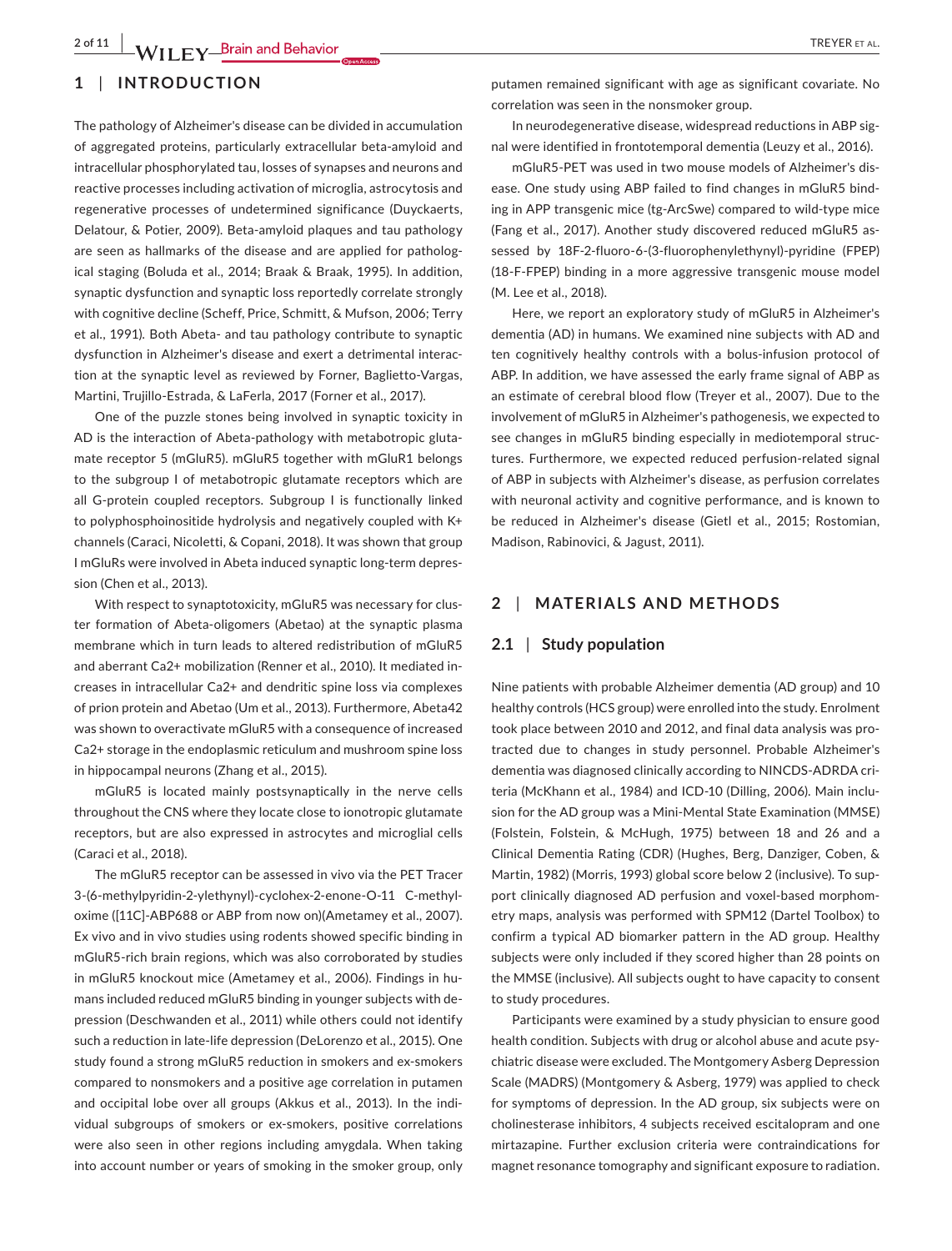## 1 | INTRODUCTION

The pathology of Alzheimer's disease can be divided in accumulation of aggregated proteins, particularly extracellular beta-amyloid and intracellular phosphorylated tau, losses of synapses and neurons and reactive processes including activation of microglia, astrocytosis and regenerative processes of undetermined significance (Duyckaerts, Delatour, & Potier, 2009). Beta-amyloid plaques and tau pathology are seen as hallmarks of the disease and are applied for pathological staging (Boluda et al., 2014; Braak & Braak, 1995). In addition, synaptic dysfunction and synaptic loss reportedly correlate strongly with cognitive decline (Scheff, Price, Schmitt, & Mufson, 2006; Terry et al., 1991). Both Abeta- and tau pathology contribute to synaptic dysfunction in Alzheimer's disease and exert a detrimental interaction at the synaptic level as reviewed by Forner, Baglietto-Vargas, Martini, Trujillo-Estrada, & LaFerla, 2017 (Forner et al., 2017).

One of the puzzle stones being involved in synaptic toxicity in AD is the interaction of Abeta-pathology with metabotropic glutamate receptor 5 (mGluR5). mGluR5 together with mGluR1 belongs to the subgroup I of metabotropic glutamate receptors which are all G-protein coupled receptors. Subgroup I is functionally linked to polyphosphoinositide hydrolysis and negatively coupled with K+ channels (Caraci, Nicoletti, & Copani, 2018). It was shown that group I mGluRs were involved in Abeta induced synaptic long-term depression (Chen et al., 2013).

With respect to synaptotoxicity, mGluR5 was necessary for cluster formation of Abeta-oligomers (Abetao) at the synaptic plasma membrane which in turn leads to altered redistribution of mGluR5 and aberrant Ca2+ mobilization (Renner et al., 2010). It mediated increases in intracellular Ca2+ and dendritic spine loss via complexes of prion protein and Abetao (Um et al., 2013). Furthermore, Abeta42 was shown to overactivate mGluR5 with a consequence of increased Ca2+ storage in the endoplasmic reticulum and mushroom spine loss in hippocampal neurons (Zhang et al., 2015).

mGluR5 is located mainly postsynaptically in the nerve cells throughout the CNS where they locate close to ionotropic glutamate receptors, but are also expressed in astrocytes and microglial cells (Caraci et al., 2018).

The mGluR5 receptor can be assessed in vivo via the PET Tracer 3-(6-methylpyridin-2-ylethynyl)-cyclohex-2-enone-O-11 C-methyl-oxime ([11C]-ABP688 or ABP from now on)(Ametamey et al., 2007). Ex vivo and in vivo studies using rodents showed specific binding in mGluR5-rich brain regions, which was also corroborated by studies in mGluR5 knockout mice (Ametamey et al., 2006). Findings in humans included reduced mGluR5 binding in younger subjects with depression (Deschwanden et al., 2011) while others could not identify such a reduction in late-life depression (DeLorenzo et al., 2015). One study found a strong mGluR5 reduction in smokers and ex-smokers compared to nonsmokers and a positive age correlation in putamen and occipital lobe over all groups (Akkus et al., 2013). In the individual subgroups of smokers or ex-smokers, positive correlations were also seen in other regions including amygdala. When taking into account number or years of smoking in the smoker group, only putamen remained significant with age as significant covariate. No correlation was seen in the nonsmoker group.

In neurodegenerative disease, widespread reductions in ABP signal were identified in frontotemporal dementia (Leuzy et al., 2016).

mGluR5-PET was used in two mouse models of Alzheimer's disease. One study using ABP failed to find changes in mGluR5 binding in APP transgenic mice (tg-ArcSwe) compared to wild-type mice (Fang et al., 2017). Another study discovered reduced mGluR5 assessed by 18F-2-fluoro-6-(3-fluorophenylethynyl)-pyridine (FPEP) (18-F-FPEP) binding in a more aggressive transgenic mouse model (M. Lee et al., 2018).

Here, we report an exploratory study of mGluR5 in Alzheimer's dementia (AD) in humans. We examined nine subjects with AD and ten cognitively healthy controls with a bolus-infusion protocol of ABP. In addition, we have assessed the early frame signal of ABP as an estimate of cerebral blood flow (Treyer et al., 2007). Due to the involvement of mGluR5 in Alzheimer's pathogenesis, we expected to see changes in mGluR5 binding especially in mediotemporal structures. Furthermore, we expected reduced perfusion-related signal of ABP in subjects with Alzheimer's disease, as perfusion correlates with neuronal activity and cognitive performance, and is known to be reduced in Alzheimer's disease (Gietl et al., 2015; Rostomian, Madison, Rabinovici, & Jagust, 2011).

## 2 | MATERIALS AND METHODS

### 2.1 | Study population

Nine patients with probable Alzheimer dementia (AD group) and 10 healthy controls (HCS group) were enrolled into the study. Enrolment took place between 2010 and 2012, and final data analysis was protracted due to changes in study personnel. Probable Alzheimer's dementia was diagnosed clinically according to NINCDS-ADRDA criteria (McKhann et al., 1984) and ICD-10 (Dilling, 2006). Main inclusion for the AD group was a Mini-Mental State Examination (MMSE) (Folstein, Folstein, & McHugh, 1975) between 18 and 26 and a Clinical Dementia Rating (CDR) (Hughes, Berg, Danziger, Coben, & Martin, 1982) (Morris, 1993) global score below 2 (inclusive). To support clinically diagnosed AD perfusion and voxel-based morphometry maps, analysis was performed with SPM12 (Dartel Toolbox) to confirm a typical AD biomarker pattern in the AD group. Healthy subjects were only included if they scored higher than 28 points on the MMSE (inclusive). All subjects ought to have capacity to consent to study procedures.

Participants were examined by a study physician to ensure good health condition. Subjects with drug or alcohol abuse and acute psychiatric disease were excluded. The Montgomery Asberg Depression Scale (MADRS) (Montgomery & Asberg, 1979) was applied to check for symptoms of depression. In the AD group, six subjects were on cholinesterase inhibitors, 4 subjects received escitalopram and one mirtazapine. Further exclusion criteria were contraindications for magnet resonance tomography and significant exposure to radiation.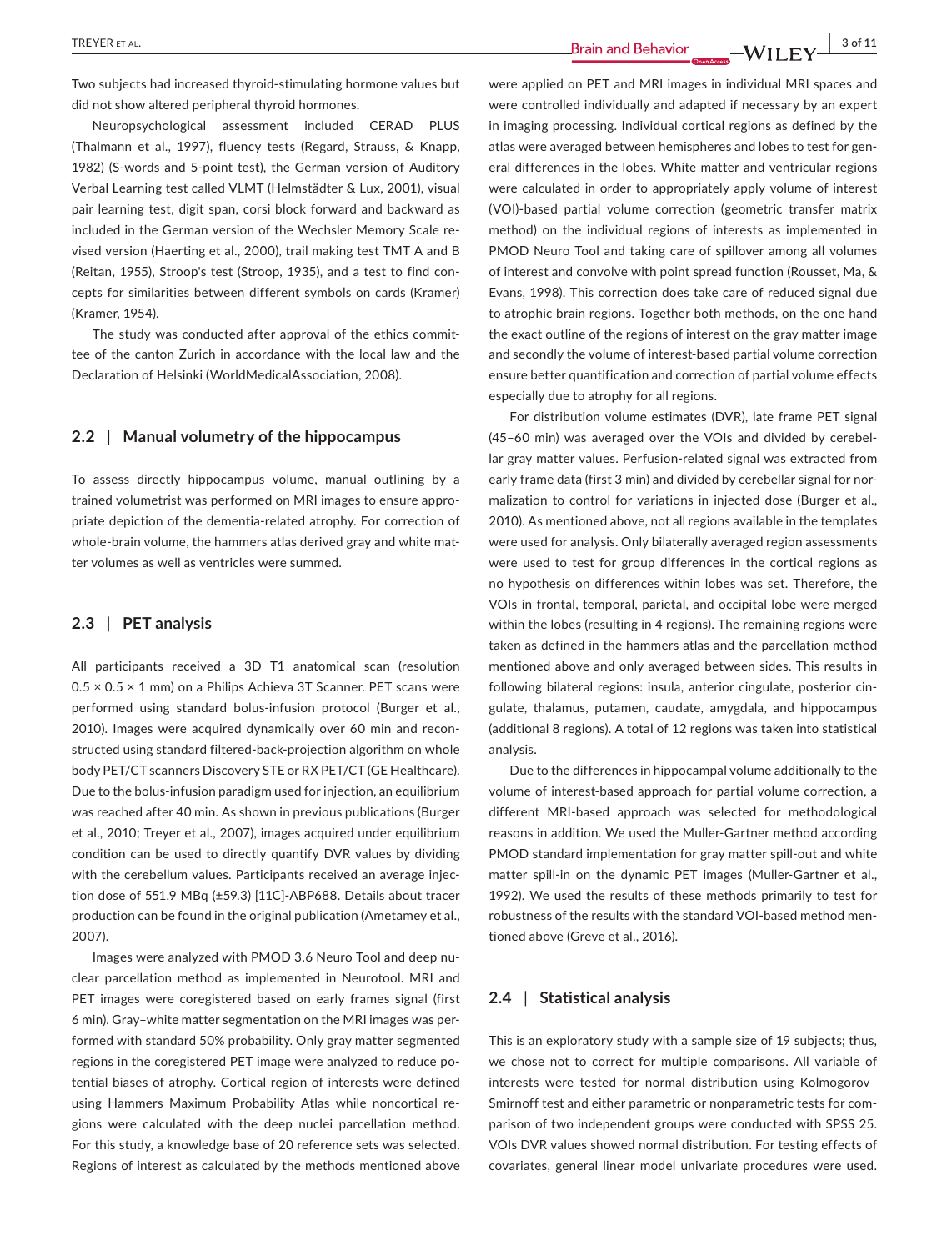Two subjects had increased thyroid-stimulating hormone values but did not show altered peripheral thyroid hormones.

Neuropsychological assessment included CERAD PLUS (Thalmann et al., 1997), fluency tests (Regard, Strauss, & Knapp, 1982) (S-words and 5-point test), the German version of Auditory Verbal Learning test called VLMT (Helmstädter & Lux, 2001), visual pair learning test, digit span, corsi block forward and backward as included in the German version of the Wechsler Memory Scale revised version (Haerting et al., 2000), trail making test TMT A and B (Reitan, 1955), Stroop's test (Stroop, 1935), and a test to find concepts for similarities between different symbols on cards (Kramer) (Kramer, 1954).

The study was conducted after approval of the ethics committee of the canton Zurich in accordance with the local law and the Declaration of Helsinki (WorldMedicalAssociation, 2008).

## 2.2 | Manual volumetry of the hippocampus

To assess directly hippocampus volume, manual outlining by a trained volumetrist was performed on MRI images to ensure appropriate depiction of the dementia-related atrophy. For correction of whole-brain volume, the hammers atlas derived gray and white matter volumes as well as ventricles were summed.

## 2.3 | PET analysis

All participants received a 3D T1 anatomical scan (resolution 0.5 × 0.5 × 1 mm) on a Philips Achieva 3T Scanner. PET scans were performed using standard bolus-infusion protocol (Burger et al., 2010). Images were acquired dynamically over 60 min and reconstructed using standard filtered-back-projection algorithm on whole body PET/CT scanners Discovery STE or RX PET/CT (GE Healthcare). Due to the bolus-infusion paradigm used for injection, an equilibrium was reached after 40 min. As shown in previous publications (Burger et al., 2010; Treyer et al., 2007), images acquired under equilibrium condition can be used to directly quantify DVR values by dividing with the cerebellum values. Participants received an average injection dose of 551.9 MBq (±59.3) [11C]-ABP688. Details about tracer production can be found in the original publication (Ametamey et al., 2007).

Images were analyzed with PMOD 3.6 Neuro Tool and deep nuclear parcellation method as implemented in Neurotool. MRI and PET images were coregistered based on early frames signal (first 6 min). Gray–white matter segmentation on the MRI images was performed with standard 50% probability. Only gray matter segmented regions in the coregistered PET image were analyzed to reduce potential biases of atrophy. Cortical region of interests were defined using Hammers Maximum Probability Atlas while noncortical regions were calculated with the deep nuclei parcellation method. For this study, a knowledge base of 20 reference sets was selected. Regions of interest as calculated by the methods mentioned above were applied on PET and MRI images in individual MRI spaces and were controlled individually and adapted if necessary by an expert in imaging processing. Individual cortical regions as defined by the atlas were averaged between hemispheres and lobes to test for general differences in the lobes. White matter and ventricular regions were calculated in order to appropriately apply volume of interest (VOI)-based partial volume correction (geometric transfer matrix method) on the individual regions of interests as implemented in PMOD Neuro Tool and taking care of spillover among all volumes of interest and convolve with point spread function (Rousset, Ma, & Evans, 1998). This correction does take care of reduced signal due to atrophic brain regions. Together both methods, on the one hand the exact outline of the regions of interest on the gray matter image and secondly the volume of interest-based partial volume correction ensure better quantification and correction of partial volume effects especially due to atrophy for all regions.

For distribution volume estimates (DVR), late frame PET signal (45–60 min) was averaged over the VOIs and divided by cerebellar gray matter values. Perfusion-related signal was extracted from early frame data (first 3 min) and divided by cerebellar signal for normalization to control for variations in injected dose (Burger et al., 2010). As mentioned above, not all regions available in the templates were used for analysis. Only bilaterally averaged region assessments were used to test for group differences in the cortical regions as no hypothesis on differences within lobes was set. Therefore, the VOIs in frontal, temporal, parietal, and occipital lobe were merged within the lobes (resulting in 4 regions). The remaining regions were taken as defined in the hammers atlas and the parcellation method mentioned above and only averaged between sides. This results in following bilateral regions: insula, anterior cingulate, posterior cingulate, thalamus, putamen, caudate, amygdala, and hippocampus (additional 8 regions). A total of 12 regions was taken into statistical analysis.

Due to the differences in hippocampal volume additionally to the volume of interest-based approach for partial volume correction, a different MRI-based approach was selected for methodological reasons in addition. We used the Muller-Gartner method according PMOD standard implementation for gray matter spill-out and white matter spill-in on the dynamic PET images (Muller-Gartner et al., 1992). We used the results of these methods primarily to test for robustness of the results with the standard VOI-based method mentioned above (Greve et al., 2016).

## 2.4 | Statistical analysis

This is an exploratory study with a sample size of 19 subjects; thus, we chose not to correct for multiple comparisons. All variable of interests were tested for normal distribution using Kolmogorov–Smirnoff test and either parametric or nonparametric tests for comparison of two independent groups were conducted with SPSS 25. VOIs DVR values showed normal distribution. For testing effects of covariates, general linear model univariate procedures were used.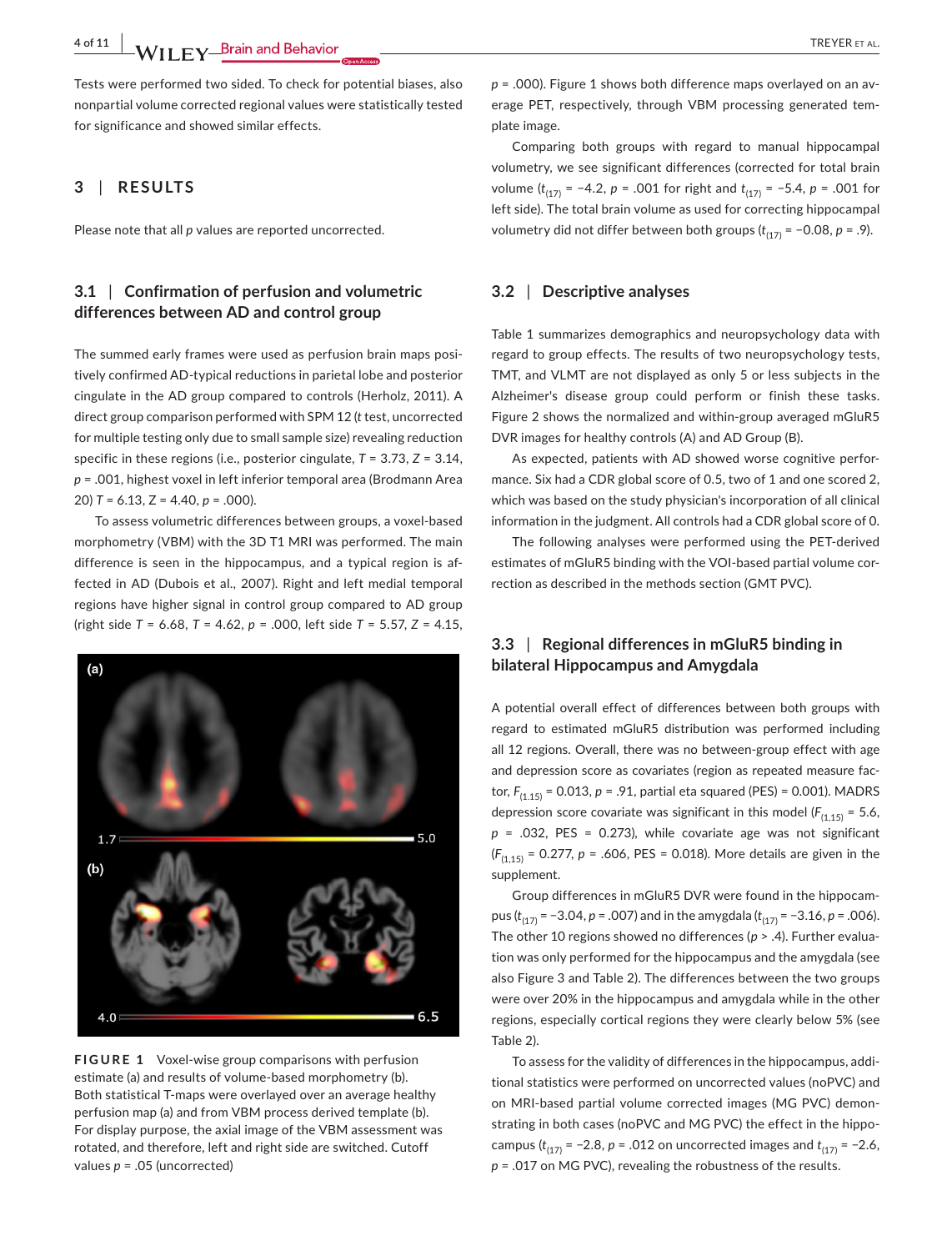Tests were performed two sided. To check for potential biases, also nonpartial volume corrected regional values were statistically tested for significance and showed similar effects.

## 3 | RESULTS

Please note that all *p* values are reported uncorrected.

### 3.1 | Confirmation of perfusion and volumetric differences between AD and control group

The summed early frames were used as perfusion brain maps positively confirmed AD-typical reductions in parietal lobe and posterior cingulate in the AD group compared to controls (Herholz, 2011). A direct group comparison performed with SPM 12 (*t* test, uncorrected for multiple testing only due to small sample size) revealing reduction specific in these regions (i.e., posterior cingulate, $T = 3.73$, $Z = 3.14$, $p = .001$, highest voxel in left inferior temporal area (Brodmann Area 20) $T = 6.13$, $Z = 4.40$, $p = .000$).

To assess volumetric differences between groups, a voxel-based morphometry (VBM) with the 3D T1 MRI was performed. The main difference is seen in the hippocampus, and a typical region is affected in AD (Dubois et al., 2007). Right and left medial temporal regions have higher signal in control group compared to AD group (right side $T = 6.68$, $T = 4.62$, $p = .000$, left side $T = 5.57$, $Z = 4.15$, $p = .000$). Figure 1 shows both difference maps overlayed on an average PET, respectively, through VBM processing generated template image.

Comparing both groups with regard to manual hippocampal volumetry, we see significant differences (corrected for total brain volume ($t_{(17)} = -4.2$, $p = .001$ for right and $t_{(17)} = -5.4$, $p = .001$ for left side). The total brain volume as used for correcting hippocampal volumetry did not differ between both groups ($t_{(17)} = -0.08$, $p = .9$).

**FIGURE 1** Voxel-wise group comparisons with perfusion estimate (a) and results of volume-based morphometry (b). Both statistical T-maps were overlayed over an average healthy perfusion map (a) and from VBM process derived template (b). For display purpose, the axial image of the VBM assessment was rotated, and therefore, left and right side are switched. Cutoff values $p = .05$ (uncorrected)

### 3.2 | Descriptive analyses

Table 1 summarizes demographics and neuropsychology data with regard to group effects. The results of two neuropsychology tests, TMT, and VLMT are not displayed as only 5 or less subjects in the Alzheimer's disease group could perform or finish these tasks. Figure 2 shows the normalized and within-group averaged mGluR5 DVR images for healthy controls (A) and AD Group (B).

As expected, patients with AD showed worse cognitive performance. Six had a CDR global score of 0.5, two of 1 and one scored 2, which was based on the study physician's incorporation of all clinical information in the judgment. All controls had a CDR global score of 0.

The following analyses were performed using the PET-derived estimates of mGluR5 binding with the VOI-based partial volume correction as described in the methods section (GMT PVC).

### 3.3 | Regional differences in mGluR5 binding in bilateral Hippocampus and Amygdala

A potential overall effect of differences between both groups with regard to estimated mGluR5 distribution was performed including all 12 regions. Overall, there was no between-group effect with age and depression score as covariates (region as repeated measure factor, $F_{(1,15)} = 0.013$, $p = .91$, partial eta squared (PES) = 0.001). MADRS depression score covariate was significant in this model ($F_{(1,15)} = 5.6$, $p = .032$, PES = 0.273), while covariate age was not significant ($F_{(1,15)} = 0.277$, $p = .606$, PES = 0.018). More details are given in the supplement.

Group differences in mGluR5 DVR were found in the hippocampus ($t_{(17)} = -3.04$, $p = .007$) and in the amygdala ($t_{(17)} = -3.16$, $p = .006$). The other 10 regions showed no differences ($p > .4$). Further evaluation was only performed for the hippocampus and the amygdala (see also Figure 3 and Table 2). The differences between the two groups were over 20% in the hippocampus and amygdala while in the other regions, especially cortical regions they were clearly below 5% (see Table 2).

To assess for the validity of differences in the hippocampus, additional statistics were performed on uncorrected values (noPVC) and on MRI-based partial volume corrected images (MG PVC) demonstrating in both cases (noPVC and MG PVC) the effect in the hippocampus ($t_{(17)} = -2.8$, $p = .012$ on uncorrected images and $t_{(17)} = -2.6$, $p = .017$ on MG PVC), revealing the robustness of the results.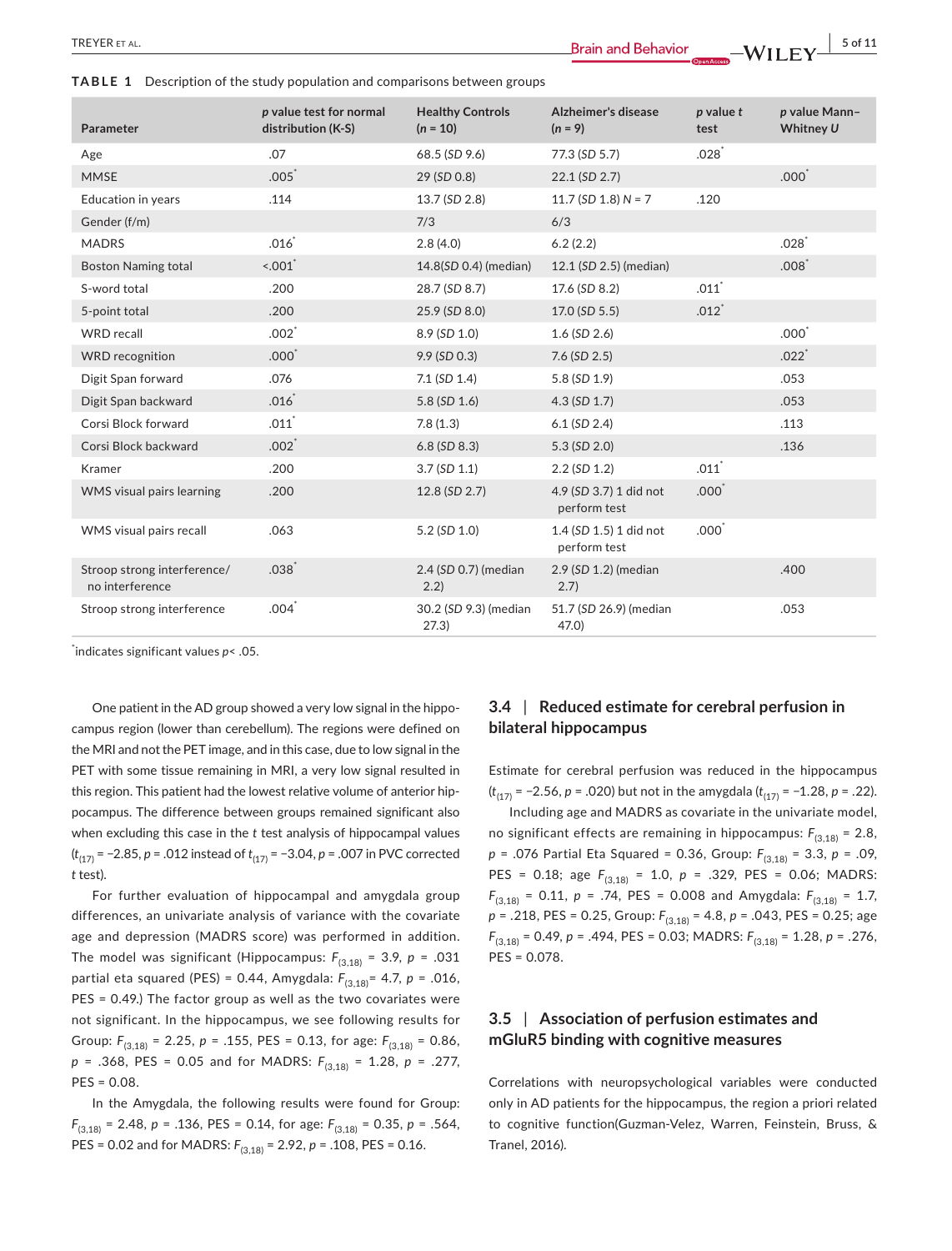**TABLE 1** Description of the study population and comparisons between groups

| Parameter | *p* value test for normal distribution (K-S) | Healthy Controls ($n = 10$) | Alzheimer's disease ($n = 9$) | *p* value *t* test | *p* value Mann–Whitney *U* |
|---|---|---|---|---|---|
| Age | .07 | 68.5 (*SD* 9.6) | 77.3 (*SD* 5.7) | .028* | |
| MMSE | .005* | 29 (*SD* 0.8) | 22.1 (*SD* 2.7) | | .000* |
| Education in years | .114 | 13.7 (*SD* 2.8) | 11.7 (*SD* 1.8) *N* = 7 | .120 | |
| Gender (f/m) | | 7/3 | 6/3 | | |
| MADRS | .016* | 2.8 (4.0) | 6.2 (2.2) | | .028* |
| Boston Naming total | <.001* | 14.8(*SD* 0.4) (median) | 12.1 (*SD* 2.5) (median) | | .008* |
| S-word total | .200 | 28.7 (*SD* 8.7) | 17.6 (*SD* 8.2) | .011* | |
| 5-point total | .200 | 25.9 (*SD* 8.0) | 17.0 (*SD* 5.5) | .012* | |
| WRD recall | .002* | 8.9 (*SD* 1.0) | 1.6 (*SD* 2.6) | | .000* |
| WRD recognition | .000* | 9.9 (*SD* 0.3) | 7.6 (*SD* 2.5) | | .022* |
| Digit Span forward | .076 | 7.1 (*SD* 1.4) | 5.8 (*SD* 1.9) | | .053 |
| Digit Span backward | .016* | 5.8 (*SD* 1.6) | 4.3 (*SD* 1.7) | | .053 |
| Corsi Block forward | .011* | 7.8 (1.3) | 6.1 (*SD* 2.4) | | .113 |
| Corsi Block backward | .002* | 6.8 (*SD* 8.3) | 5.3 (*SD* 2.0) | | .136 |
| Kramer | .200 | 3.7 (*SD* 1.1) | 2.2 (*SD* 1.2) | .011* | |
| WMS visual pairs learning | .200 | 12.8 (*SD* 2.7) | 4.9 (*SD* 3.7) 1 did not perform test | .000* | |
| WMS visual pairs recall | .063 | 5.2 (*SD* 1.0) | 1.4 (*SD* 1.5) 1 did not perform test | .000* | |
| Stroop strong interference/ no interference | .038* | 2.4 (*SD* 0.7) (median 2.2) | 2.9 (*SD* 1.2) (median 2.7) | | .400 |
| Stroop strong interference | .004* | 30.2 (*SD* 9.3) (median 27.3) | 51.7 (*SD* 26.9) (median 47.0) | | .053 |

*indicates significant values $p < .05$.

One patient in the AD group showed a very low signal in the hippocampus region (lower than cerebellum). The regions were defined on the MRI and not the PET image, and in this case, due to low signal in the PET with some tissue remaining in MRI, a very low signal resulted in this region. This patient had the lowest relative volume of anterior hippocampus. The difference between groups remained significant also when excluding this case in the *t* test analysis of hippocampal values ($t_{(17)} = -2.85$, $p = .012$ instead of $t_{(17)} = -3.04$, $p = .007$ in PVC corrected *t* test).

For further evaluation of hippocampal and amygdala group differences, an univariate analysis of variance with the covariate age and depression (MADRS score) was performed in addition. The model was significant (Hippocampus: $F_{(3,18)} = 3.9$, $p = .031$ partial eta squared (PES) = 0.44, Amygdala: $F_{(3,18)} = 4.7$, $p = .016$, PES = 0.49.) The factor group as well as the two covariates were not significant. In the hippocampus, we see following results for Group: $F_{(3,18)} = 2.25$, $p = .155$, PES = 0.13, for age: $F_{(3,18)} = 0.86$, $p = .368$, PES = 0.05 and for MADRS: $F_{(3,18)} = 1.28$, $p = .277$, PES = 0.08.

In the Amygdala, the following results were found for Group: $F_{(3,18)} = 2.48$, $p = .136$, PES = 0.14, for age: $F_{(3,18)} = 0.35$, $p = .564$, PES = 0.02 and for MADRS: $F_{(3,18)} = 2.92$, $p = .108$, PES = 0.16.

### 3.4 | Reduced estimate for cerebral perfusion in bilateral hippocampus

Estimate for cerebral perfusion was reduced in the hippocampus ($t_{(17)} = -2.56$, $p = .020$) but not in the amygdala ($t_{(17)} = -1.28$, $p = .22$).

Including age and MADRS as covariate in the univariate model, no significant effects are remaining in hippocampus: $F_{(3,18)} = 2.8$, $p = .076$ Partial Eta Squared = 0.36, Group: $F_{(3,18)} = 3.3$, $p = .09$, PES = 0.18; age $F_{(3,18)} = 1.0$, $p = .329$, PES = 0.06; MADRS: $F_{(3,18)} = 0.11$, $p = .74$, PES = 0.008 and Amygdala: $F_{(3,18)} = 1.7$, $p = .218$, PES = 0.25, Group: $F_{(3,18)} = 4.8$, $p = .043$, PES = 0.25; age $F_{(3,18)} = 0.49$, $p = .494$, PES = 0.03; MADRS: $F_{(3,18)} = 1.28$, $p = .276$, PES = 0.078.

### 3.5 | Association of perfusion estimates and mGluR5 binding with cognitive measures

Correlations with neuropsychological variables were conducted only in AD patients for the hippocampus, the region a priori related to cognitive function(Guzman-Velez, Warren, Feinstein, Bruss, & Tranel, 2016).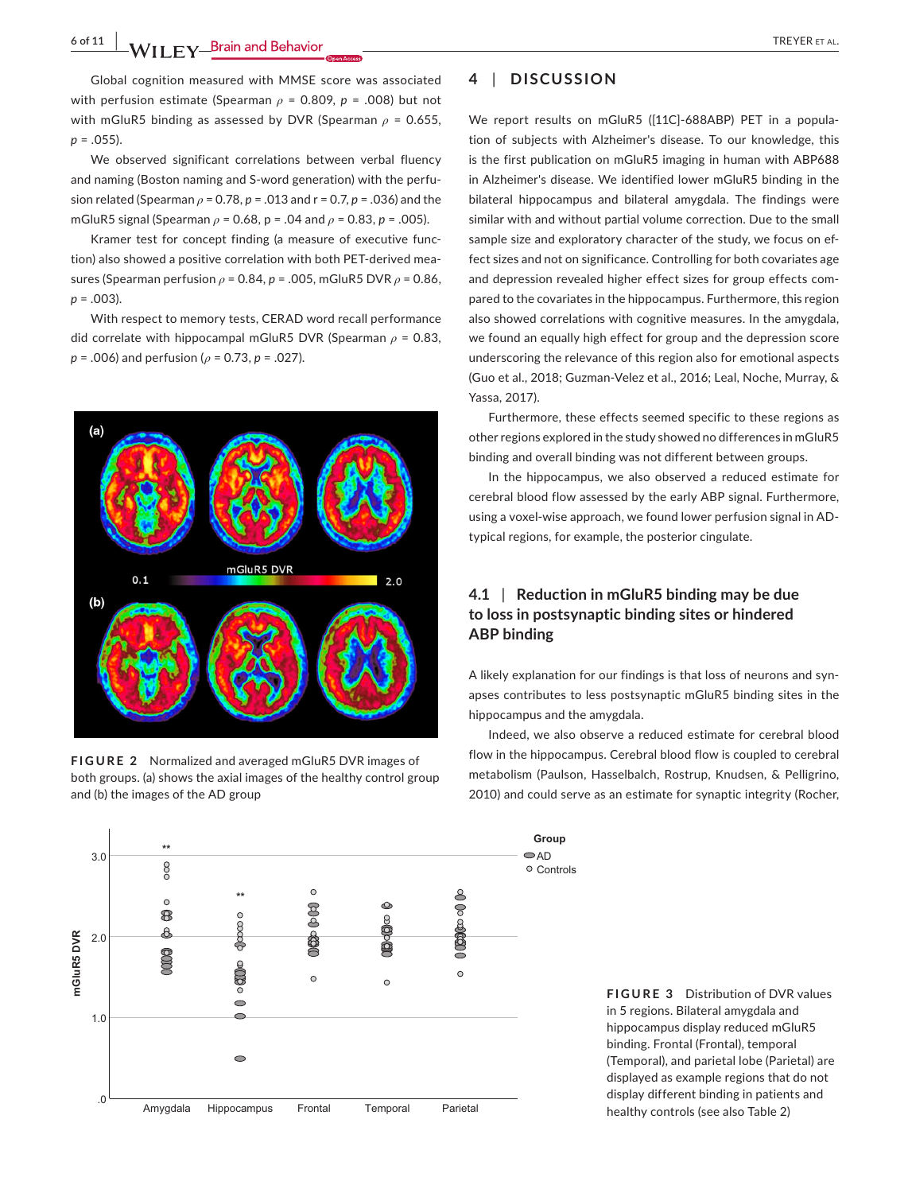Global cognition measured with MMSE score was associated with perfusion estimate (Spearman $\rho$ = 0.809, $p$ = .008) but not with mGluR5 binding as assessed by DVR (Spearman $\rho$ = 0.655, $p$ = .055).

We observed significant correlations between verbal fluency and naming (Boston naming and S-word generation) with the perfusion related (Spearman $\rho$ = 0.78, $p$ = .013 and r = 0.7, $p$ = .036) and the mGluR5 signal (Spearman $\rho$ = 0.68, p = .04 and $\rho$ = 0.83, $p$ = .005).

Kramer test for concept finding (a measure of executive function) also showed a positive correlation with both PET-derived measures (Spearman perfusion $\rho$ = 0.84, $p$ = .005, mGluR5 DVR $\rho$ = 0.86, $p$ = .003).

With respect to memory tests, CERAD word recall performance did correlate with hippocampal mGluR5 DVR (Spearman $\rho$ = 0.83, $p$ = .006) and perfusion ($\rho$ = 0.73, $p$ = .027).

**FIGURE 2** Normalized and averaged mGluR5 DVR images of both groups. (a) shows the axial images of the healthy control group and (b) the images of the AD group

**FIGURE 3** Distribution of DVR values in 5 regions. Bilateral amygdala and hippocampus display reduced mGluR5 binding. Frontal (Frontal), temporal (Temporal), and parietal lobe (Parietal) are displayed as example regions that do not display different binding in patients and healthy controls (see also Table 2)

## 4 | DISCUSSION

We report results on mGluR5 ([11C]-688ABP) PET in a population of subjects with Alzheimer's disease. To our knowledge, this is the first publication on mGluR5 imaging in human with ABP688 in Alzheimer's disease. We identified lower mGluR5 binding in the bilateral hippocampus and bilateral amygdala. The findings were similar with and without partial volume correction. Due to the small sample size and exploratory character of the study, we focus on effect sizes and not on significance. Controlling for both covariates age and depression revealed higher effect sizes for group effects compared to the covariates in the hippocampus. Furthermore, this region also showed correlations with cognitive measures. In the amygdala, we found an equally high effect for group and the depression score underscoring the relevance of this region also for emotional aspects (Guo et al., 2018; Guzman-Velez et al., 2016; Leal, Noche, Murray, & Yassa, 2017).

Furthermore, these effects seemed specific to these regions as other regions explored in the study showed no differences in mGluR5 binding and overall binding was not different between groups.

In the hippocampus, we also observed a reduced estimate for cerebral blood flow assessed by the early ABP signal. Furthermore, using a voxel-wise approach, we found lower perfusion signal in AD-typical regions, for example, the posterior cingulate.

### 4.1 | Reduction in mGluR5 binding may be due to loss in postsynaptic binding sites or hindered ABP binding

A likely explanation for our findings is that loss of neurons and synapses contributes to less postsynaptic mGluR5 binding sites in the hippocampus and the amygdala.

Indeed, we also observe a reduced estimate for cerebral blood flow in the hippocampus. Cerebral blood flow is coupled to cerebral metabolism (Paulson, Hasselbalch, Rostrup, Knudsen, & Pelligrino, 2010) and could serve as an estimate for synaptic integrity (Rocher,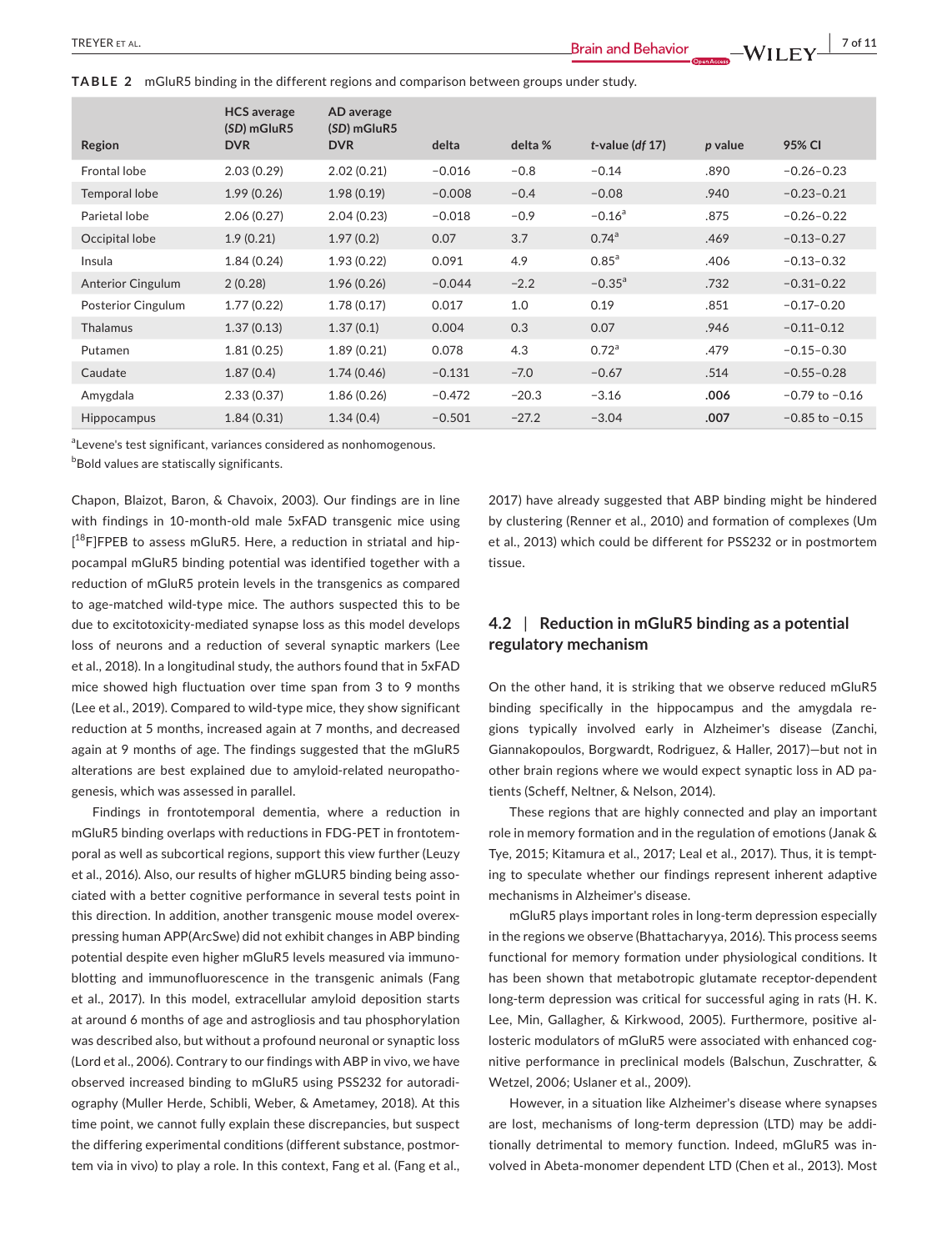**TABLE 2** mGluR5 binding in the different regions and comparison between groups under study.

| Region | HCS average (*SD*) mGluR5 DVR | AD average (*SD*) mGluR5 DVR | delta | delta % | *t*-value (*df* 17) | *p* value | 95% CI |
|---|---|---|---|---|---|---|---|
| Frontal lobe | 2.03 (0.29) | 2.02 (0.21) | −0.016 | −0.8 | −0.14 | .890 | −0.26–0.23 |
| Temporal lobe | 1.99 (0.26) | 1.98 (0.19) | −0.008 | −0.4 | −0.08 | .940 | −0.23–0.21 |
| Parietal lobe | 2.06 (0.27) | 2.04 (0.23) | −0.018 | −0.9 | −0.16[a] | .875 | −0.26–0.22 |
| Occipital lobe | 1.9 (0.21) | 1.97 (0.2) | 0.07 | 3.7 | 0.74[a] | .469 | −0.13–0.27 |
| Insula | 1.84 (0.24) | 1.93 (0.22) | 0.091 | 4.9 | 0.85[a] | .406 | −0.13–0.32 |
| Anterior Cingulum | 2 (0.28) | 1.96 (0.26) | −0.044 | −2.2 | −0.35[a] | .732 | −0.31–0.22 |
| Posterior Cingulum | 1.77 (0.22) | 1.78 (0.17) | 0.017 | 1.0 | 0.19 | .851 | −0.17–0.20 |
| Thalamus | 1.37 (0.13) | 1.37 (0.1) | 0.004 | 0.3 | 0.07 | .946 | −0.11–0.12 |
| Putamen | 1.81 (0.25) | 1.89 (0.21) | 0.078 | 4.3 | 0.72[a] | .479 | −0.15–0.30 |
| Caudate | 1.87 (0.4) | 1.74 (0.46) | −0.131 | −7.0 | −0.67 | .514 | −0.55–0.28 |
| Amygdala | 2.33 (0.37) | 1.86 (0.26) | −0.472 | −20.3 | −3.16 | **.006** | −0.79 to −0.16 |
| Hippocampus | 1.84 (0.31) | 1.34 (0.4) | −0.501 | −27.2 | −3.04 | **.007** | −0.85 to −0.15 |

[a]Levene's test significant, variances considered as nonhomogenous.

[b]Bold values are statiscally significants.

Chapon, Blaizot, Baron, & Chavoix, 2003). Our findings are in line with findings in 10-month-old male 5xFAD transgenic mice using [$^{18}$F]FPEB to assess mGluR5. Here, a reduction in striatal and hippocampal mGluR5 binding potential was identified together with a reduction of mGluR5 protein levels in the transgenics as compared to age-matched wild-type mice. The authors suspected this to be due to excitotoxicity-mediated synapse loss as this model develops loss of neurons and a reduction of several synaptic markers (Lee et al., 2018). In a longitudinal study, the authors found that in 5xFAD mice showed high fluctuation over time span from 3 to 9 months (Lee et al., 2019). Compared to wild-type mice, they show significant reduction at 5 months, increased again at 7 months, and decreased again at 9 months of age. The findings suggested that the mGluR5 alterations are best explained due to amyloid-related neuropathogenesis, which was assessed in parallel.

Findings in frontotemporal dementia, where a reduction in mGluR5 binding overlaps with reductions in FDG-PET in frontotemporal as well as subcortical regions, support this view further (Leuzy et al., 2016). Also, our results of higher mGLUR5 binding being associated with a better cognitive performance in several tests point in this direction. In addition, another transgenic mouse model overexpressing human APP(ArcSwe) did not exhibit changes in ABP binding potential despite even higher mGluR5 levels measured via immunoblotting and immunofluorescence in the transgenic animals (Fang et al., 2017). In this model, extracellular amyloid deposition starts at around 6 months of age and astrogliosis and tau phosphorylation was described also, but without a profound neuronal or synaptic loss (Lord et al., 2006). Contrary to our findings with ABP in vivo, we have observed increased binding to mGluR5 using PSS232 for autoradiography (Muller Herde, Schibli, Weber, & Ametamey, 2018). At this time point, we cannot fully explain these discrepancies, but suspect the differing experimental conditions (different substance, postmortem via in vivo) to play a role. In this context, Fang et al. (Fang et al., 2017) have already suggested that ABP binding might be hindered by clustering (Renner et al., 2010) and formation of complexes (Um et al., 2013) which could be different for PSS232 or in postmortem tissue.

## 4.2 | Reduction in mGluR5 binding as a potential regulatory mechanism

On the other hand, it is striking that we observe reduced mGluR5 binding specifically in the hippocampus and the amygdala regions typically involved early in Alzheimer's disease (Zanchi, Giannakopoulos, Borgwardt, Rodriguez, & Haller, 2017)—but not in other brain regions where we would expect synaptic loss in AD patients (Scheff, Neltner, & Nelson, 2014).

These regions that are highly connected and play an important role in memory formation and in the regulation of emotions (Janak & Tye, 2015; Kitamura et al., 2017; Leal et al., 2017). Thus, it is tempting to speculate whether our findings represent inherent adaptive mechanisms in Alzheimer's disease.

mGluR5 plays important roles in long-term depression especially in the regions we observe (Bhattacharyya, 2016). This process seems functional for memory formation under physiological conditions. It has been shown that metabotropic glutamate receptor-dependent long-term depression was critical for successful aging in rats (H. K. Lee, Min, Gallagher, & Kirkwood, 2005). Furthermore, positive allosteric modulators of mGluR5 were associated with enhanced cognitive performance in preclinical models (Balschun, Zuschratter, & Wetzel, 2006; Uslaner et al., 2009).

However, in a situation like Alzheimer's disease where synapses are lost, mechanisms of long-term depression (LTD) may be additionally detrimental to memory function. Indeed, mGluR5 was involved in Abeta-monomer dependent LTD (Chen et al., 2013). Most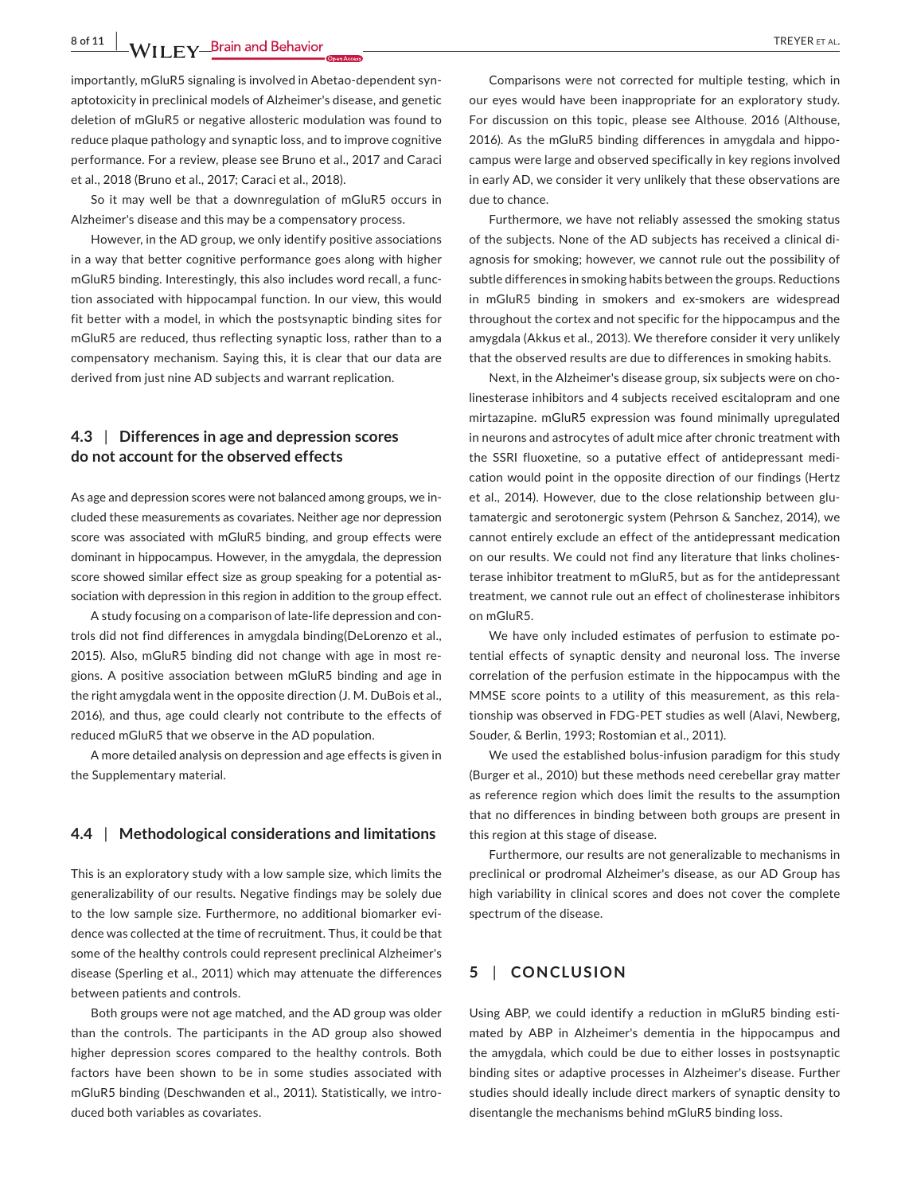importantly, mGluR5 signaling is involved in Abetao-dependent synaptotoxicity in preclinical models of Alzheimer's disease, and genetic deletion of mGluR5 or negative allosteric modulation was found to reduce plaque pathology and synaptic loss, and to improve cognitive performance. For a review, please see Bruno et al., 2017 and Caraci et al., 2018 (Bruno et al., 2017; Caraci et al., 2018).

So it may well be that a downregulation of mGluR5 occurs in Alzheimer's disease and this may be a compensatory process.

However, in the AD group, we only identify positive associations in a way that better cognitive performance goes along with higher mGluR5 binding. Interestingly, this also includes word recall, a function associated with hippocampal function. In our view, this would fit better with a model, in which the postsynaptic binding sites for mGluR5 are reduced, thus reflecting synaptic loss, rather than to a compensatory mechanism. Saying this, it is clear that our data are derived from just nine AD subjects and warrant replication.

### 4.3 | Differences in age and depression scores do not account for the observed effects

As age and depression scores were not balanced among groups, we included these measurements as covariates. Neither age nor depression score was associated with mGluR5 binding, and group effects were dominant in hippocampus. However, in the amygdala, the depression score showed similar effect size as group speaking for a potential association with depression in this region in addition to the group effect.

A study focusing on a comparison of late-life depression and controls did not find differences in amygdala binding(DeLorenzo et al., 2015). Also, mGluR5 binding did not change with age in most regions. A positive association between mGluR5 binding and age in the right amygdala went in the opposite direction (J. M. DuBois et al., 2016), and thus, age could clearly not contribute to the effects of reduced mGluR5 that we observe in the AD population.

A more detailed analysis on depression and age effects is given in the Supplementary material.

### 4.4 | Methodological considerations and limitations

This is an exploratory study with a low sample size, which limits the generalizability of our results. Negative findings may be solely due to the low sample size. Furthermore, no additional biomarker evidence was collected at the time of recruitment. Thus, it could be that some of the healthy controls could represent preclinical Alzheimer's disease (Sperling et al., 2011) which may attenuate the differences between patients and controls.

Both groups were not age matched, and the AD group was older than the controls. The participants in the AD group also showed higher depression scores compared to the healthy controls. Both factors have been shown to be in some studies associated with mGluR5 binding (Deschwanden et al., 2011). Statistically, we introduced both variables as covariates.

Comparisons were not corrected for multiple testing, which in our eyes would have been inappropriate for an exploratory study. For discussion on this topic, please see Althouse, 2016 (Althouse, 2016). As the mGluR5 binding differences in amygdala and hippocampus were large and observed specifically in key regions involved in early AD, we consider it very unlikely that these observations are due to chance.

Furthermore, we have not reliably assessed the smoking status of the subjects. None of the AD subjects has received a clinical diagnosis for smoking; however, we cannot rule out the possibility of subtle differences in smoking habits between the groups. Reductions in mGluR5 binding in smokers and ex-smokers are widespread throughout the cortex and not specific for the hippocampus and the amygdala (Akkus et al., 2013). We therefore consider it very unlikely that the observed results are due to differences in smoking habits.

Next, in the Alzheimer's disease group, six subjects were on cholinesterase inhibitors and 4 subjects received escitalopram and one mirtazapine. mGluR5 expression was found minimally upregulated in neurons and astrocytes of adult mice after chronic treatment with the SSRI fluoxetine, so a putative effect of antidepressant medication would point in the opposite direction of our findings (Hertz et al., 2014). However, due to the close relationship between glutamatergic and serotonergic system (Pehrson & Sanchez, 2014), we cannot entirely exclude an effect of the antidepressant medication on our results. We could not find any literature that links cholinesterase inhibitor treatment to mGluR5, but as for the antidepressant treatment, we cannot rule out an effect of cholinesterase inhibitors on mGluR5.

We have only included estimates of perfusion to estimate potential effects of synaptic density and neuronal loss. The inverse correlation of the perfusion estimate in the hippocampus with the MMSE score points to a utility of this measurement, as this relationship was observed in FDG-PET studies as well (Alavi, Newberg, Souder, & Berlin, 1993; Rostomian et al., 2011).

We used the established bolus-infusion paradigm for this study (Burger et al., 2010) but these methods need cerebellar gray matter as reference region which does limit the results to the assumption that no differences in binding between both groups are present in this region at this stage of disease.

Furthermore, our results are not generalizable to mechanisms in preclinical or prodromal Alzheimer's disease, as our AD Group has high variability in clinical scores and does not cover the complete spectrum of the disease.

## 5 | CONCLUSION

Using ABP, we could identify a reduction in mGluR5 binding estimated by ABP in Alzheimer's dementia in the hippocampus and the amygdala, which could be due to either losses in postsynaptic binding sites or adaptive processes in Alzheimer's disease. Further studies should ideally include direct markers of synaptic density to disentangle the mechanisms behind mGluR5 binding loss.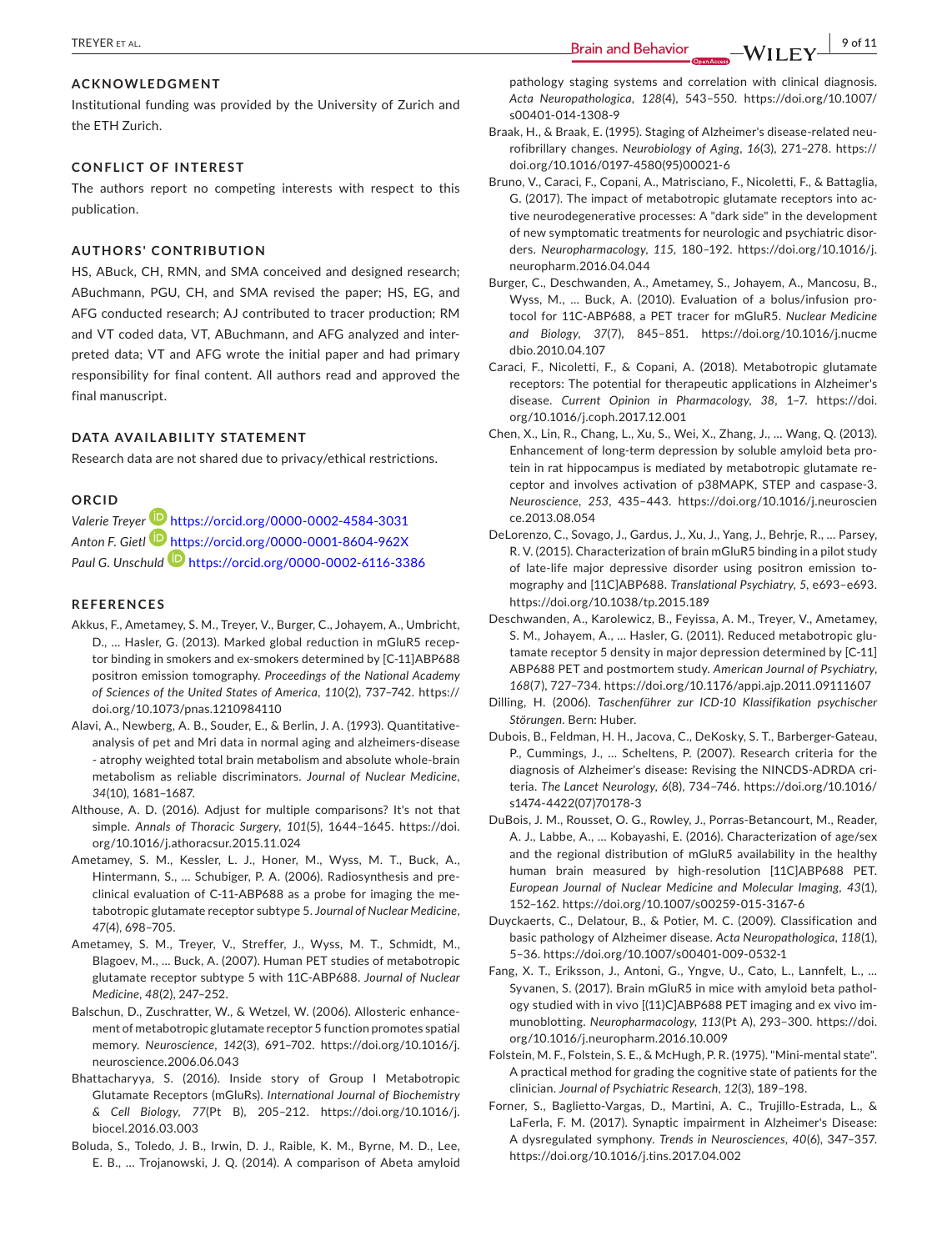## ACKNOWLEDGMENT

Institutional funding was provided by the University of Zurich and the ETH Zurich.

## CONFLICT OF INTEREST

The authors report no competing interests with respect to this publication.

## AUTHORS' CONTRIBUTION

HS, ABuck, CH, RMN, and SMA conceived and designed research; ABuchmann, PGU, CH, and SMA revised the paper; HS, EG, and AFG conducted research; AJ contributed to tracer production; RM and VT coded data, VT, ABuchmann, and AFG analyzed and interpreted data; VT and AFG wrote the initial paper and had primary responsibility for final content. All authors read and approved the final manuscript.

## DATA AVAILABILITY STATEMENT

Research data are not shared due to privacy/ethical restrictions.

## ORCID

*Valerie Treyer* https://orcid.org/0000-0002-4584-3031
*Anton F. Gietl* https://orcid.org/0000-0001-8604-962X
*Paul G. Unschuld* https://orcid.org/0000-0002-6116-3386

## REFERENCES

Akkus, F., Ametamey, S. M., Treyer, V., Burger, C., Johayem, A., Umbricht, D., … Hasler, G. (2013). Marked global reduction in mGluR5 receptor binding in smokers and ex-smokers determined by [C-11]ABP688 positron emission tomography. *Proceedings of the National Academy of Sciences of the United States of America*, *110*(2), 737–742. https://doi.org/10.1073/pnas.1210984110

Alavi, A., Newberg, A. B., Souder, E., & Berlin, J. A. (1993). Quantitative-analysis of pet and Mri data in normal aging and alzheimers-disease - atrophy weighted total brain metabolism and absolute whole-brain metabolism as reliable discriminators. *Journal of Nuclear Medicine*, *34*(10), 1681–1687.

Althouse, A. D. (2016). Adjust for multiple comparisons? It's not that simple. *Annals of Thoracic Surgery*, *101*(5), 1644–1645. https://doi.org/10.1016/j.athoracsur.2015.11.024

Ametamey, S. M., Kessler, L. J., Honer, M., Wyss, M. T., Buck, A., Hintermann, S., … Schubiger, P. A. (2006). Radiosynthesis and preclinical evaluation of C-11-ABP688 as a probe for imaging the metabotropic glutamate receptor subtype 5. *Journal of Nuclear Medicine*, *47*(4), 698–705.

Ametamey, S. M., Treyer, V., Streffer, J., Wyss, M. T., Schmidt, M., Blagoev, M., … Buck, A. (2007). Human PET studies of metabotropic glutamate receptor subtype 5 with 11C-ABP688. *Journal of Nuclear Medicine*, *48*(2), 247–252.

Balschun, D., Zuschratter, W., & Wetzel, W. (2006). Allosteric enhancement of metabotropic glutamate receptor 5 function promotes spatial memory. *Neuroscience*, *142*(3), 691–702. https://doi.org/10.1016/j.neuroscience.2006.06.043

Bhattacharyya, S. (2016). Inside story of Group I Metabotropic Glutamate Receptors (mGluRs). *International Journal of Biochemistry & Cell Biology*, *77*(Pt B), 205–212. https://doi.org/10.1016/j.biocel.2016.03.003

Boluda, S., Toledo, J. B., Irwin, D. J., Raible, K. M., Byrne, M. D., Lee, E. B., … Trojanowski, J. Q. (2014). A comparison of Abeta amyloid pathology staging systems and correlation with clinical diagnosis. *Acta Neuropathologica*, *128*(4), 543–550. https://doi.org/10.1007/s00401-014-1308-9

Braak, H., & Braak, E. (1995). Staging of Alzheimer's disease-related neurofibrillary changes. *Neurobiology of Aging*, *16*(3), 271–278. https://doi.org/10.1016/0197-4580(95)00021-6

Bruno, V., Caraci, F., Copani, A., Matrisciano, F., Nicoletti, F., & Battaglia, G. (2017). The impact of metabotropic glutamate receptors into active neurodegenerative processes: A "dark side" in the development of new symptomatic treatments for neurologic and psychiatric disorders. *Neuropharmacology*, *115*, 180–192. https://doi.org/10.1016/j.neuropharm.2016.04.044

Burger, C., Deschwanden, A., Ametamey, S., Johayem, A., Mancosu, B., Wyss, M., … Buck, A. (2010). Evaluation of a bolus/infusion protocol for 11C-ABP688, a PET tracer for mGluR5. *Nuclear Medicine and Biology*, *37*(7), 845–851. https://doi.org/10.1016/j.nucmedbio.2010.04.107

Caraci, F., Nicoletti, F., & Copani, A. (2018). Metabotropic glutamate receptors: The potential for therapeutic applications in Alzheimer's disease. *Current Opinion in Pharmacology*, *38*, 1–7. https://doi.org/10.1016/j.coph.2017.12.001

Chen, X., Lin, R., Chang, L., Xu, S., Wei, X., Zhang, J., … Wang, Q. (2013). Enhancement of long-term depression by soluble amyloid beta protein in rat hippocampus is mediated by metabotropic glutamate receptor and involves activation of p38MAPK, STEP and caspase-3. *Neuroscience*, *253*, 435–443. https://doi.org/10.1016/j.neuroscience.2013.08.054

DeLorenzo, C., Sovago, J., Gardus, J., Xu, J., Yang, J., Behrje, R., … Parsey, R. V. (2015). Characterization of brain mGluR5 binding in a pilot study of late-life major depressive disorder using positron emission tomography and [11C]ABP688. *Translational Psychiatry*, *5*, e693–e693. https://doi.org/10.1038/tp.2015.189

Deschwanden, A., Karolewicz, B., Feyissa, A. M., Treyer, V., Ametamey, S. M., Johayem, A., … Hasler, G. (2011). Reduced metabotropic glutamate receptor 5 density in major depression determined by [C-11]ABP688 PET and postmortem study. *American Journal of Psychiatry*, *168*(7), 727–734. https://doi.org/10.1176/appi.ajp.2011.09111607

Dilling, H. (2006). *Taschenführer zur ICD-10 Klassifikation psychischer Störungen*. Bern: Huber.

Dubois, B., Feldman, H. H., Jacova, C., DeKosky, S. T., Barberger-Gateau, P., Cummings, J., … Scheltens, P. (2007). Research criteria for the diagnosis of Alzheimer's disease: Revising the NINCDS-ADRDA criteria. *The Lancet Neurology*, *6*(8), 734–746. https://doi.org/10.1016/s1474-4422(07)70178-3

DuBois, J. M., Rousset, O. G., Rowley, J., Porras-Betancourt, M., Reader, A. J., Labbe, A., … Kobayashi, E. (2016). Characterization of age/sex and the regional distribution of mGluR5 availability in the healthy human brain measured by high-resolution [11C]ABP688 PET. *European Journal of Nuclear Medicine and Molecular Imaging*, *43*(1), 152–162. https://doi.org/10.1007/s00259-015-3167-6

Duyckaerts, C., Delatour, B., & Potier, M. C. (2009). Classification and basic pathology of Alzheimer disease. *Acta Neuropathologica*, *118*(1), 5–36. https://doi.org/10.1007/s00401-009-0532-1

Fang, X. T., Eriksson, J., Antoni, G., Yngve, U., Cato, L., Lannfelt, L., … Syvanen, S. (2017). Brain mGluR5 in mice with amyloid beta pathology studied with in vivo [(11)C]ABP688 PET imaging and ex vivo immunoblotting. *Neuropharmacology*, *113*(Pt A), 293–300. https://doi.org/10.1016/j.neuropharm.2016.10.009

Folstein, M. F., Folstein, S. E., & McHugh, P. R. (1975). "Mini-mental state". A practical method for grading the cognitive state of patients for the clinician. *Journal of Psychiatric Research*, *12*(3), 189–198.

Forner, S., Baglietto-Vargas, D., Martini, A. C., Trujillo-Estrada, L., & LaFerla, F. M. (2017). Synaptic impairment in Alzheimer's Disease: A dysregulated symphony. *Trends in Neurosciences*, *40*(6), 347–357. https://doi.org/10.1016/j.tins.2017.04.002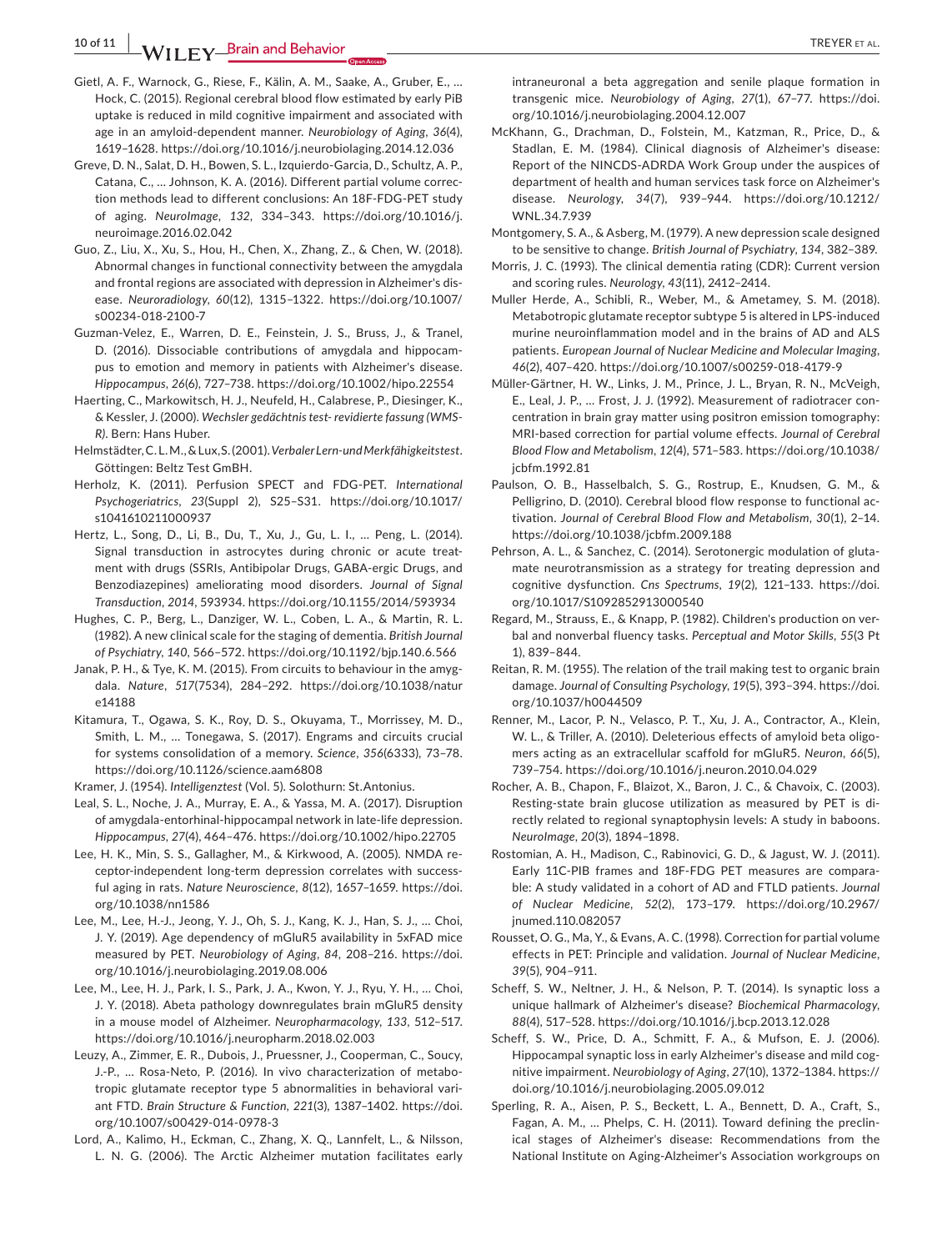Gietl, A. F., Warnock, G., Riese, F., Kälin, A. M., Saake, A., Gruber, E., … Hock, C. (2015). Regional cerebral blood flow estimated by early PiB uptake is reduced in mild cognitive impairment and associated with age in an amyloid-dependent manner. *Neurobiology of Aging*, *36*(4), 1619–1628. https://doi.org/10.1016/j.neurobiolaging.2014.12.036

Greve, D. N., Salat, D. H., Bowen, S. L., Izquierdo-Garcia, D., Schultz, A. P., Catana, C., … Johnson, K. A. (2016). Different partial volume correction methods lead to different conclusions: An 18F-FDG-PET study of aging. *NeuroImage*, *132*, 334–343. https://doi.org/10.1016/j.neuroimage.2016.02.042

Guo, Z., Liu, X., Xu, S., Hou, H., Chen, X., Zhang, Z., & Chen, W. (2018). Abnormal changes in functional connectivity between the amygdala and frontal regions are associated with depression in Alzheimer's disease. *Neuroradiology*, *60*(12), 1315–1322. https://doi.org/10.1007/s00234-018-2100-7

Guzman-Velez, E., Warren, D. E., Feinstein, J. S., Bruss, J., & Tranel, D. (2016). Dissociable contributions of amygdala and hippocampus to emotion and memory in patients with Alzheimer's disease. *Hippocampus*, *26*(6), 727–738. https://doi.org/10.1002/hipo.22554

Haerting, C., Markowitsch, H. J., Neufeld, H., Calabrese, P., Diesinger, K., & Kessler, J. (2000). *Wechsler gedächtnis test- revidierte fassung (WMS-R)*. Bern: Hans Huber.

Helmstädter, C. L. M., & Lux, S. (2001). *Verbaler Lern-und Merkfähigkeitstest*. Göttingen: Beltz Test GmBH.

Herholz, K. (2011). Perfusion SPECT and FDG-PET. *International Psychogeriatrics*, *23*(Suppl 2), S25–S31. https://doi.org/10.1017/s1041610211000937

Hertz, L., Song, D., Li, B., Du, T., Xu, J., Gu, L. I., … Peng, L. (2014). Signal transduction in astrocytes during chronic or acute treatment with drugs (SSRIs, Antibipolar Drugs, GABA-ergic Drugs, and Benzodiazepines) ameliorating mood disorders. *Journal of Signal Transduction*, *2014*, 593934. https://doi.org/10.1155/2014/593934

Hughes, C. P., Berg, L., Danziger, W. L., Coben, L. A., & Martin, R. L. (1982). A new clinical scale for the staging of dementia. *British Journal of Psychiatry*, *140*, 566–572. https://doi.org/10.1192/bjp.140.6.566

Janak, P. H., & Tye, K. M. (2015). From circuits to behaviour in the amygdala. *Nature*, *517*(7534), 284–292. https://doi.org/10.1038/nature14188

Kitamura, T., Ogawa, S. K., Roy, D. S., Okuyama, T., Morrissey, M. D., Smith, L. M., … Tonegawa, S. (2017). Engrams and circuits crucial for systems consolidation of a memory. *Science*, *356*(6333), 73–78. https://doi.org/10.1126/science.aam6808

Kramer, J. (1954). *Intelligenztest* (Vol. 5). Solothurn: St.Antonius.

Leal, S. L., Noche, J. A., Murray, E. A., & Yassa, M. A. (2017). Disruption of amygdala-entorhinal-hippocampal network in late-life depression. *Hippocampus*, *27*(4), 464–476. https://doi.org/10.1002/hipo.22705

Lee, H. K., Min, S. S., Gallagher, M., & Kirkwood, A. (2005). NMDA receptor-independent long-term depression correlates with successful aging in rats. *Nature Neuroscience*, *8*(12), 1657–1659. https://doi.org/10.1038/nn1586

Lee, M., Lee, H.-J., Jeong, Y. J., Oh, S. J., Kang, K. J., Han, S. J., … Choi, J. Y. (2019). Age dependency of mGluR5 availability in 5xFAD mice measured by PET. *Neurobiology of Aging*, *84*, 208–216. https://doi.org/10.1016/j.neurobiolaging.2019.08.006

Lee, M., Lee, H. J., Park, I. S., Park, J. A., Kwon, Y. J., Ryu, Y. H., … Choi, J. Y. (2018). Abeta pathology downregulates brain mGluR5 density in a mouse model of Alzheimer. *Neuropharmacology*, *133*, 512–517. https://doi.org/10.1016/j.neuropharm.2018.02.003

Leuzy, A., Zimmer, E. R., Dubois, J., Pruessner, J., Cooperman, C., Soucy, J.-P., … Rosa-Neto, P. (2016). In vivo characterization of metabotropic glutamate receptor type 5 abnormalities in behavioral variant FTD. *Brain Structure & Function*, *221*(3), 1387–1402. https://doi.org/10.1007/s00429-014-0978-3

Lord, A., Kalimo, H., Eckman, C., Zhang, X. Q., Lannfelt, L., & Nilsson, L. N. G. (2006). The Arctic Alzheimer mutation facilitates early intraneuronal a beta aggregation and senile plaque formation in transgenic mice. *Neurobiology of Aging*, *27*(1), 67–77. https://doi.org/10.1016/j.neurobiolaging.2004.12.007

McKhann, G., Drachman, D., Folstein, M., Katzman, R., Price, D., & Stadlan, E. M. (1984). Clinical diagnosis of Alzheimer's disease: Report of the NINCDS-ADRDA Work Group under the auspices of department of health and human services task force on Alzheimer's disease. *Neurology*, *34*(7), 939–944. https://doi.org/10.1212/WNL.34.7.939

Montgomery, S. A., & Asberg, M. (1979). A new depression scale designed to be sensitive to change. *British Journal of Psychiatry*, *134*, 382–389.

Morris, J. C. (1993). The clinical dementia rating (CDR): Current version and scoring rules. *Neurology*, *43*(11), 2412–2414.

Muller Herde, A., Schibli, R., Weber, M., & Ametamey, S. M. (2018). Metabotropic glutamate receptor subtype 5 is altered in LPS-induced murine neuroinflammation model and in the brains of AD and ALS patients. *European Journal of Nuclear Medicine and Molecular Imaging*, *46*(2), 407–420. https://doi.org/10.1007/s00259-018-4179-9

Müller-Gärtner, H. W., Links, J. M., Prince, J. L., Bryan, R. N., McVeigh, E., Leal, J. P., … Frost, J. J. (1992). Measurement of radiotracer concentration in brain gray matter using positron emission tomography: MRI-based correction for partial volume effects. *Journal of Cerebral Blood Flow and Metabolism*, *12*(4), 571–583. https://doi.org/10.1038/jcbfm.1992.81

Paulson, O. B., Hasselbalch, S. G., Rostrup, E., Knudsen, G. M., & Pelligrino, D. (2010). Cerebral blood flow response to functional activation. *Journal of Cerebral Blood Flow and Metabolism*, *30*(1), 2–14. https://doi.org/10.1038/jcbfm.2009.188

Pehrson, A. L., & Sanchez, C. (2014). Serotonergic modulation of glutamate neurotransmission as a strategy for treating depression and cognitive dysfunction. *Cns Spectrums*, *19*(2), 121–133. https://doi.org/10.1017/S1092852913000540

Regard, M., Strauss, E., & Knapp, P. (1982). Children's production on verbal and nonverbal fluency tasks. *Perceptual and Motor Skills*, *55*(3 Pt 1), 839–844.

Reitan, R. M. (1955). The relation of the trail making test to organic brain damage. *Journal of Consulting Psychology*, *19*(5), 393–394. https://doi.org/10.1037/h0044509

Renner, M., Lacor, P. N., Velasco, P. T., Xu, J. A., Contractor, A., Klein, W. L., & Triller, A. (2010). Deleterious effects of amyloid beta oligomers acting as an extracellular scaffold for mGluR5. *Neuron*, *66*(5), 739–754. https://doi.org/10.1016/j.neuron.2010.04.029

Rocher, A. B., Chapon, F., Blaizot, X., Baron, J. C., & Chavoix, C. (2003). Resting-state brain glucose utilization as measured by PET is directly related to regional synaptophysin levels: A study in baboons. *NeuroImage*, *20*(3), 1894–1898.

Rostomian, A. H., Madison, C., Rabinovici, G. D., & Jagust, W. J. (2011). Early 11C-PIB frames and 18F-FDG PET measures are comparable: A study validated in a cohort of AD and FTLD patients. *Journal of Nuclear Medicine*, *52*(2), 173–179. https://doi.org/10.2967/jnumed.110.082057

Rousset, O. G., Ma, Y., & Evans, A. C. (1998). Correction for partial volume effects in PET: Principle and validation. *Journal of Nuclear Medicine*, *39*(5), 904–911.

Scheff, S. W., Neltner, J. H., & Nelson, P. T. (2014). Is synaptic loss a unique hallmark of Alzheimer's disease? *Biochemical Pharmacology*, *88*(4), 517–528. https://doi.org/10.1016/j.bcp.2013.12.028

Scheff, S. W., Price, D. A., Schmitt, F. A., & Mufson, E. J. (2006). Hippocampal synaptic loss in early Alzheimer's disease and mild cognitive impairment. *Neurobiology of Aging*, *27*(10), 1372–1384. https://doi.org/10.1016/j.neurobiolaging.2005.09.012

Sperling, R. A., Aisen, P. S., Beckett, L. A., Bennett, D. A., Craft, S., Fagan, A. M., … Phelps, C. H. (2011). Toward defining the preclinical stages of Alzheimer's disease: Recommendations from the National Institute on Aging-Alzheimer's Association workgroups on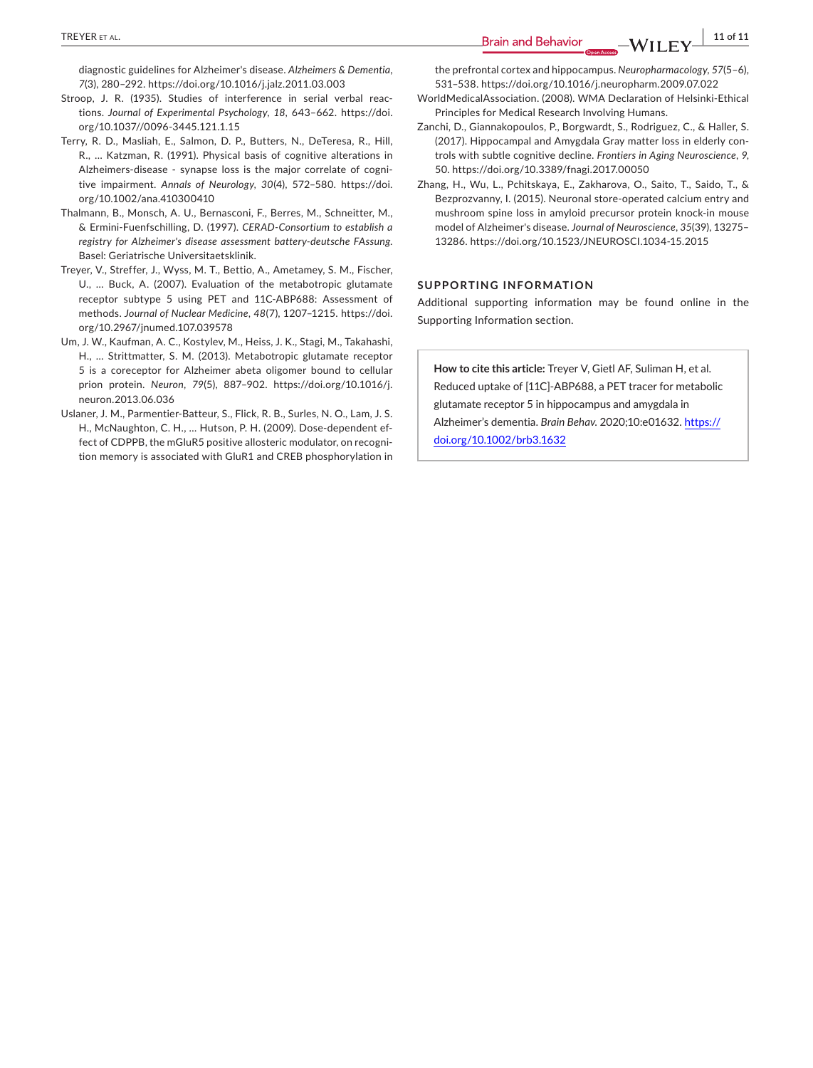diagnostic guidelines for Alzheimer's disease. *Alzheimers & Dementia*, *7*(3), 280–292. https://doi.org/10.1016/j.jalz.2011.03.003

Stroop, J. R. (1935). Studies of interference in serial verbal reactions. *Journal of Experimental Psychology*, *18*, 643–662. https://doi.org/10.1037//0096-3445.121.1.15

Terry, R. D., Masliah, E., Salmon, D. P., Butters, N., DeTeresa, R., Hill, R., … Katzman, R. (1991). Physical basis of cognitive alterations in Alzheimers-disease - synapse loss is the major correlate of cognitive impairment. *Annals of Neurology*, *30*(4), 572–580. https://doi.org/10.1002/ana.410300410

Thalmann, B., Monsch, A. U., Bernasconi, F., Berres, M., Schneitter, M., & Ermini-Fuenfschilling, D. (1997). *CERAD-Consortium to establish a registry for Alzheimer's disease assessment battery-deutsche FAssung*. Basel: Geriatrische Universitaetsklinik.

Treyer, V., Streffer, J., Wyss, M. T., Bettio, A., Ametamey, S. M., Fischer, U., … Buck, A. (2007). Evaluation of the metabotropic glutamate receptor subtype 5 using PET and 11C-ABP688: Assessment of methods. *Journal of Nuclear Medicine*, *48*(7), 1207–1215. https://doi.org/10.2967/jnumed.107.039578

Um, J. W., Kaufman, A. C., Kostylev, M., Heiss, J. K., Stagi, M., Takahashi, H., … Strittmatter, S. M. (2013). Metabotropic glutamate receptor 5 is a coreceptor for Alzheimer abeta oligomer bound to cellular prion protein. *Neuron*, *79*(5), 887–902. https://doi.org/10.1016/j.neuron.2013.06.036

Uslaner, J. M., Parmentier-Batteur, S., Flick, R. B., Surles, N. O., Lam, J. S. H., McNaughton, C. H., … Hutson, P. H. (2009). Dose-dependent effect of CDPPB, the mGluR5 positive allosteric modulator, on recognition memory is associated with GluR1 and CREB phosphorylation in the prefrontal cortex and hippocampus. *Neuropharmacology*, *57*(5–6), 531–538. https://doi.org/10.1016/j.neuropharm.2009.07.022

WorldMedicalAssociation. (2008). WMA Declaration of Helsinki-Ethical Principles for Medical Research Involving Humans.

Zanchi, D., Giannakopoulos, P., Borgwardt, S., Rodriguez, C., & Haller, S. (2017). Hippocampal and Amygdala Gray matter loss in elderly controls with subtle cognitive decline. *Frontiers in Aging Neuroscience*, *9*, 50. https://doi.org/10.3389/fnagi.2017.00050

Zhang, H., Wu, L., Pchitskaya, E., Zakharova, O., Saito, T., Saido, T., & Bezprozvanny, I. (2015). Neuronal store-operated calcium entry and mushroom spine loss in amyloid precursor protein knock-in mouse model of Alzheimer's disease. *Journal of Neuroscience*, *35*(39), 13275–13286. https://doi.org/10.1523/JNEUROSCI.1034-15.2015

## SUPPORTING INFORMATION

Additional supporting information may be found online in the Supporting Information section.

**How to cite this article:** Treyer V, Gietl AF, Suliman H, et al. Reduced uptake of [11C]-ABP688, a PET tracer for metabolic glutamate receptor 5 in hippocampus and amygdala in Alzheimer's dementia. *Brain Behav.* 2020;10:e01632. https://doi.org/10.1002/brb3.1632